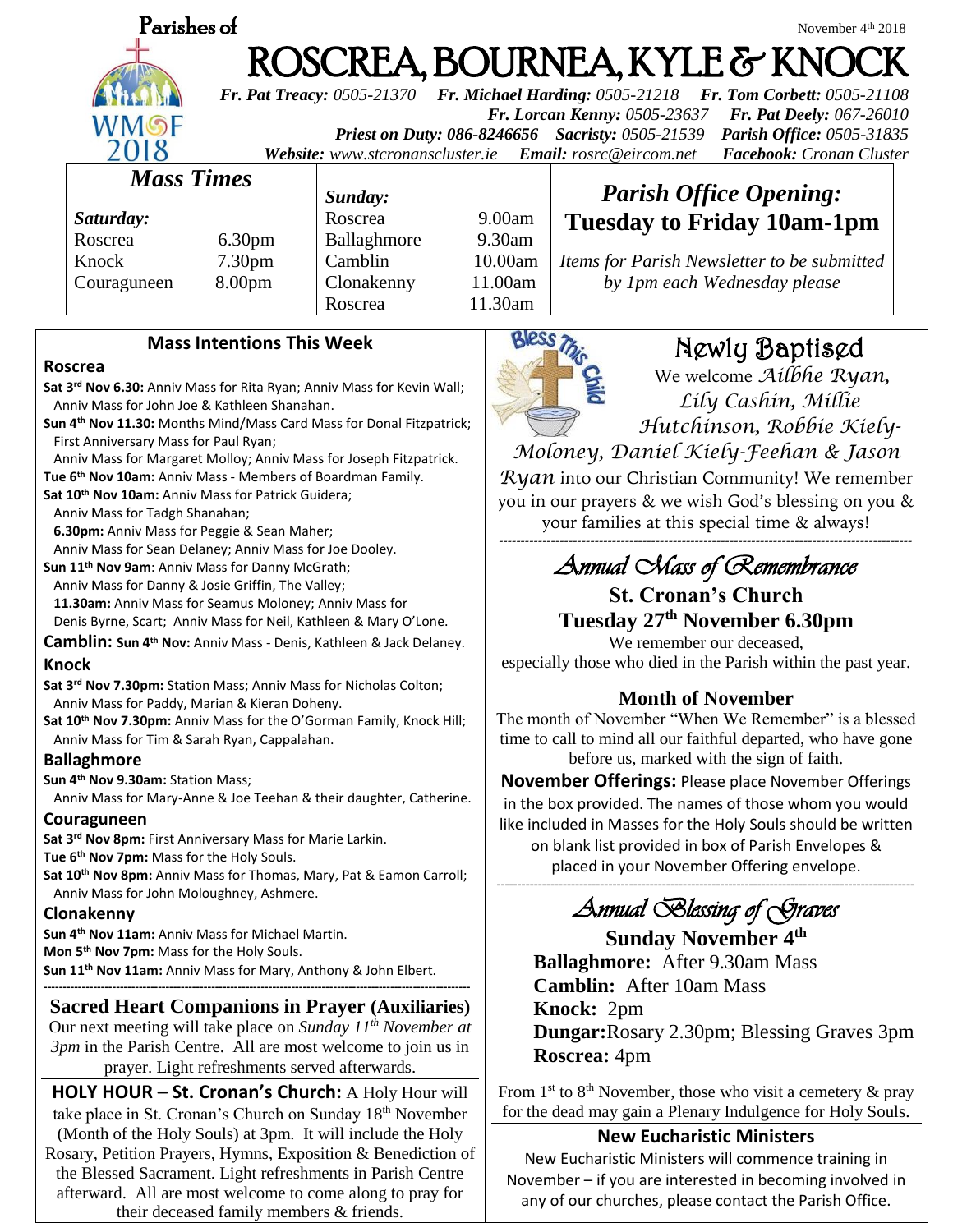Parishes of

November 4th 2018

# ROSCREA, BOURNEA, KYLE & KNOCK

***Fr. Pat Treacy:*** *0505-21370* ***Fr. Michael Harding:*** *0505-21218* ***Fr. Tom Corbett:*** *0505-21108*
***Fr. Lorcan Kenny:*** *0505-23637* ***Fr. Pat Deely:*** *067-26010*
***Priest on Duty: 086-8246656*** ***Sacristy:*** *0505-21539* ***Parish Office:*** *0505-31835*
***Website:*** *www.stcronanscluster.ie* ***Email:*** *rosrc@eircom.net* ***Facebook:*** *Cronan Cluster*

## *Mass Times*

| *Saturday:* | | *Sunday:* | |
|---|---|---|---|
| Roscrea | 6.30pm | Roscrea | 9.00am |
| Knock | 7.30pm | Ballaghmore | 9.30am |
| Couraguneen | 8.00pm | Camblin | 10.00am |
| | | Clonakenny | 11.00am |
| | | Roscrea | 11.30am |

## *Parish Office Opening:*
## **Tuesday to Friday 10am-1pm**

*Items for Parish Newsletter to be submitted by 1pm each Wednesday please*

### Mass Intentions This Week

**Roscrea**

**Sat 3rd Nov 6.30:** Anniv Mass for Rita Ryan; Anniv Mass for Kevin Wall; Anniv Mass for John Joe & Kathleen Shanahan.
**Sun 4th Nov 11.30:** Months Mind/Mass Card Mass for Donal Fitzpatrick; First Anniversary Mass for Paul Ryan; Anniv Mass for Margaret Molloy; Anniv Mass for Joseph Fitzpatrick.
**Tue 6th Nov 10am:** Anniv Mass - Members of Boardman Family.
**Sat 10th Nov 10am:** Anniv Mass for Patrick Guidera; Anniv Mass for Tadgh Shanahan;
**6.30pm:** Anniv Mass for Peggie & Sean Maher; Anniv Mass for Sean Delaney; Anniv Mass for Joe Dooley.
**Sun 11th Nov 9am**: Anniv Mass for Danny McGrath; Anniv Mass for Danny & Josie Griffin, The Valley;
**11.30am:** Anniv Mass for Seamus Moloney; Anniv Mass for Denis Byrne, Scart; Anniv Mass for Neil, Kathleen & Mary O'Lone.

**Camblin: Sun 4th Nov:** Anniv Mass - Denis, Kathleen & Jack Delaney.

**Knock**

**Sat 3rd Nov 7.30pm:** Station Mass; Anniv Mass for Nicholas Colton; Anniv Mass for Paddy, Marian & Kieran Doheny.
**Sat 10th Nov 7.30pm:** Anniv Mass for the O'Gorman Family, Knock Hill; Anniv Mass for Tim & Sarah Ryan, Cappalahan.

**Ballaghmore**

**Sun 4th Nov 9.30am:** Station Mass; Anniv Mass for Mary-Anne & Joe Teehan & their daughter, Catherine.

**Couraguneen**

**Sat 3rd Nov 8pm:** First Anniversary Mass for Marie Larkin.
**Tue 6th Nov 7pm:** Mass for the Holy Souls.
**Sat 10th Nov 8pm:** Anniv Mass for Thomas, Mary, Pat & Eamon Carroll; Anniv Mass for John Moloughney, Ashmere.

**Clonakenny**

**Sun 4th Nov 11am:** Anniv Mass for Michael Martin.
**Mon 5th Nov 7pm:** Mass for the Holy Souls.
**Sun 11th Nov 11am:** Anniv Mass for Mary, Anthony & John Elbert.

---

### Sacred Heart Companions in Prayer (Auxiliaries)

Our next meeting will take place on *Sunday 11th November at 3pm* in the Parish Centre. All are most welcome to join us in prayer. Light refreshments served afterwards.

**HOLY HOUR – St. Cronan's Church:** A Holy Hour will take place in St. Cronan's Church on Sunday 18th November (Month of the Holy Souls) at 3pm. It will include the Holy Rosary, Petition Prayers, Hymns, Exposition & Benediction of the Blessed Sacrament. Light refreshments in Parish Centre afterward. All are most welcome to come along to pray for their deceased family members & friends.

## Newly Baptised

We welcome *Ailbhe Ryan, Lily Cashin, Millie Hutchinson, Robbie Kiely-Moloney, Daniel Kiely-Feehan & Jason Ryan* into our Christian Community! We remember you in our prayers & we wish God's blessing on you & your families at this special time & always!

---

## *Annual Mass of Remembrance*

**St. Cronan's Church**
**Tuesday 27th November 6.30pm**

We remember our deceased, especially those who died in the Parish within the past year.

### Month of November

The month of November "When We Remember" is a blessed time to call to mind all our faithful departed, who have gone before us, marked with the sign of faith.

**November Offerings:** Please place November Offerings in the box provided. The names of those whom you would like included in Masses for the Holy Souls should be written on blank list provided in box of Parish Envelopes & placed in your November Offering envelope.

---

## *Annual Blessing of Graves*

**Sunday November 4th**

**Ballaghmore:** After 9.30am Mass
**Camblin:** After 10am Mass
**Knock:** 2pm
**Dungar:** Rosary 2.30pm; Blessing Graves 3pm
**Roscrea:** 4pm

From 1st to 8th November, those who visit a cemetery & pray for the dead may gain a Plenary Indulgence for Holy Souls.

### New Eucharistic Ministers

New Eucharistic Ministers will commence training in November – if you are interested in becoming involved in any of our churches, please contact the Parish Office.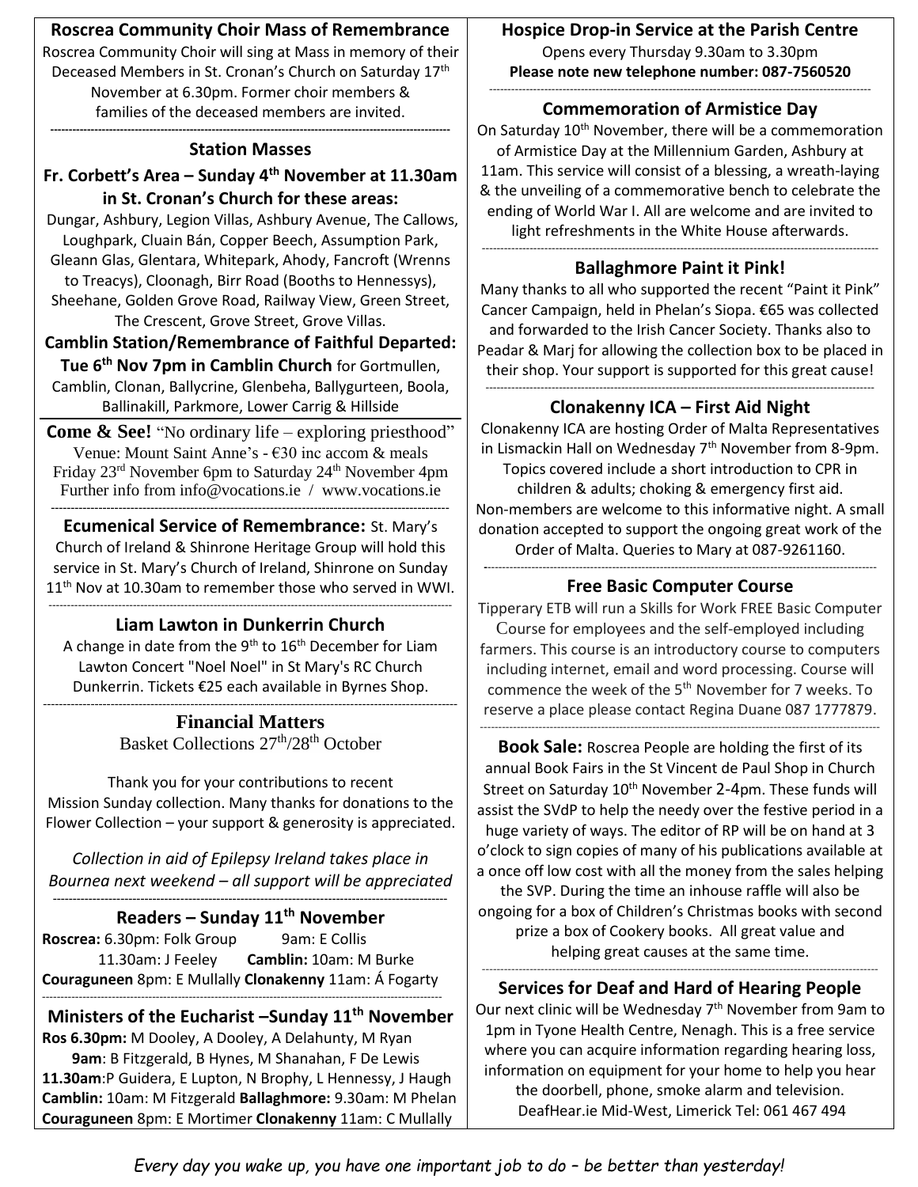## Roscrea Community Choir Mass of Remembrance

Roscrea Community Choir will sing at Mass in memory of their Deceased Members in St. Cronan's Church on Saturday 17th November at 6.30pm. Former choir members & families of the deceased members are invited.

## Station Masses

**Fr. Corbett's Area – Sunday 4th November at 11.30am in St. Cronan's Church for these areas:**

Dungar, Ashbury, Legion Villas, Ashbury Avenue, The Callows, Loughpark, Cluain Bán, Copper Beech, Assumption Park, Gleann Glas, Glentara, Whitepark, Ahody, Fancroft (Wrenns to Treacys), Cloonagh, Birr Road (Booths to Hennessys), Sheehane, Golden Grove Road, Railway View, Green Street, The Crescent, Grove Street, Grove Villas.

**Camblin Station/Remembrance of Faithful Departed: Tue 6th Nov 7pm in Camblin Church** for Gortmullen, Camblin, Clonan, Ballycrine, Glenbeha, Ballygurteen, Boola, Ballinakill, Parkmore, Lower Carrig & Hillside

**Come & See!** "No ordinary life – exploring priesthood"
Venue: Mount Saint Anne's - €30 inc accom & meals
Friday 23rd November 6pm to Saturday 24th November 4pm
Further info from info@vocations.ie / www.vocations.ie

**Ecumenical Service of Remembrance:** St. Mary's Church of Ireland & Shinrone Heritage Group will hold this service in St. Mary's Church of Ireland, Shinrone on Sunday 11th Nov at 10.30am to remember those who served in WWI.

## Liam Lawton in Dunkerrin Church

A change in date from the 9th to 16th December for Liam Lawton Concert "Noel Noel" in St Mary's RC Church Dunkerrin. Tickets €25 each available in Byrnes Shop.

## Financial Matters

Basket Collections 27th/28th October

Thank you for your contributions to recent Mission Sunday collection. Many thanks for donations to the Flower Collection – your support & generosity is appreciated.

*Collection in aid of Epilepsy Ireland takes place in Bournea next weekend – all support will be appreciated*

## Readers – Sunday 11th November

**Roscrea:** 6.30pm: Folk Group 9am: E Collis
11.30am: J Feeley **Camblin:** 10am: M Burke
**Couraguneen** 8pm: E Mullally **Clonakenny** 11am: Á Fogarty

## Ministers of the Eucharist –Sunday 11th November

**Ros 6.30pm:** M Dooley, A Dooley, A Delahunty, M Ryan
**9am**: B Fitzgerald, B Hynes, M Shanahan, F De Lewis
**11.30am**:P Guidera, E Lupton, N Brophy, L Hennessy, J Haugh
**Camblin:** 10am: M Fitzgerald **Ballaghmore:** 9.30am: M Phelan
**Couraguneen** 8pm: E Mortimer **Clonakenny** 11am: C Mullally

## Hospice Drop-in Service at the Parish Centre

Opens every Thursday 9.30am to 3.30pm
**Please note new telephone number: 087-7560520**

## Commemoration of Armistice Day

On Saturday 10th November, there will be a commemoration of Armistice Day at the Millennium Garden, Ashbury at 11am. This service will consist of a blessing, a wreath-laying & the unveiling of a commemorative bench to celebrate the ending of World War I. All are welcome and are invited to light refreshments in the White House afterwards.

## Ballaghmore Paint it Pink!

Many thanks to all who supported the recent "Paint it Pink" Cancer Campaign, held in Phelan's Siopa. €65 was collected and forwarded to the Irish Cancer Society. Thanks also to Peadar & Marj for allowing the collection box to be placed in their shop. Your support is supported for this great cause!

## Clonakenny ICA – First Aid Night

Clonakenny ICA are hosting Order of Malta Representatives in Lismackin Hall on Wednesday 7th November from 8-9pm. Topics covered include a short introduction to CPR in children & adults; choking & emergency first aid. Non-members are welcome to this informative night. A small donation accepted to support the ongoing great work of the Order of Malta. Queries to Mary at 087-9261160.

## Free Basic Computer Course

Tipperary ETB will run a Skills for Work FREE Basic Computer Course for employees and the self-employed including farmers. This course is an introductory course to computers including internet, email and word processing. Course will commence the week of the 5th November for 7 weeks. To reserve a place please contact Regina Duane 087 1777879.

**Book Sale:** Roscrea People are holding the first of its annual Book Fairs in the St Vincent de Paul Shop in Church Street on Saturday 10th November 2-4pm. These funds will assist the SVdP to help the needy over the festive period in a huge variety of ways. The editor of RP will be on hand at 3 o'clock to sign copies of many of his publications available at a once off low cost with all the money from the sales helping the SVP. During the time an inhouse raffle will also be ongoing for a box of Children's Christmas books with second prize a box of Cookery books. All great value and helping great causes at the same time.

## Services for Deaf and Hard of Hearing People

Our next clinic will be Wednesday 7th November from 9am to 1pm in Tyone Health Centre, Nenagh. This is a free service where you can acquire information regarding hearing loss, information on equipment for your home to help you hear the doorbell, phone, smoke alarm and television. DeafHear.ie Mid-West, Limerick Tel: 061 467 494

*Every day you wake up, you have one important job to do – be better than yesterday!*